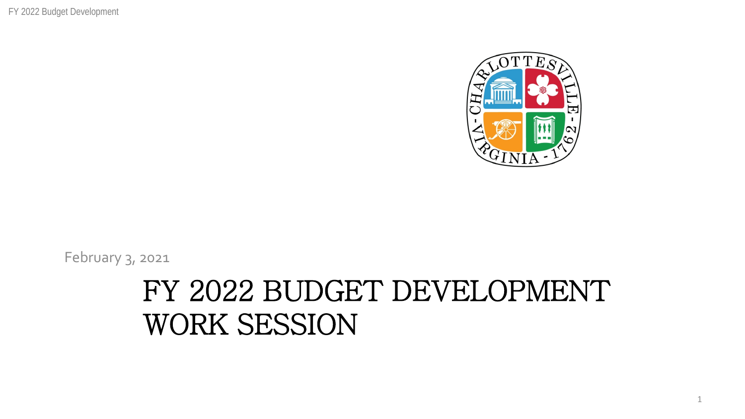February 3, 2021

# FY 2022 BUDGET DEVELOPMENT WORK SESSION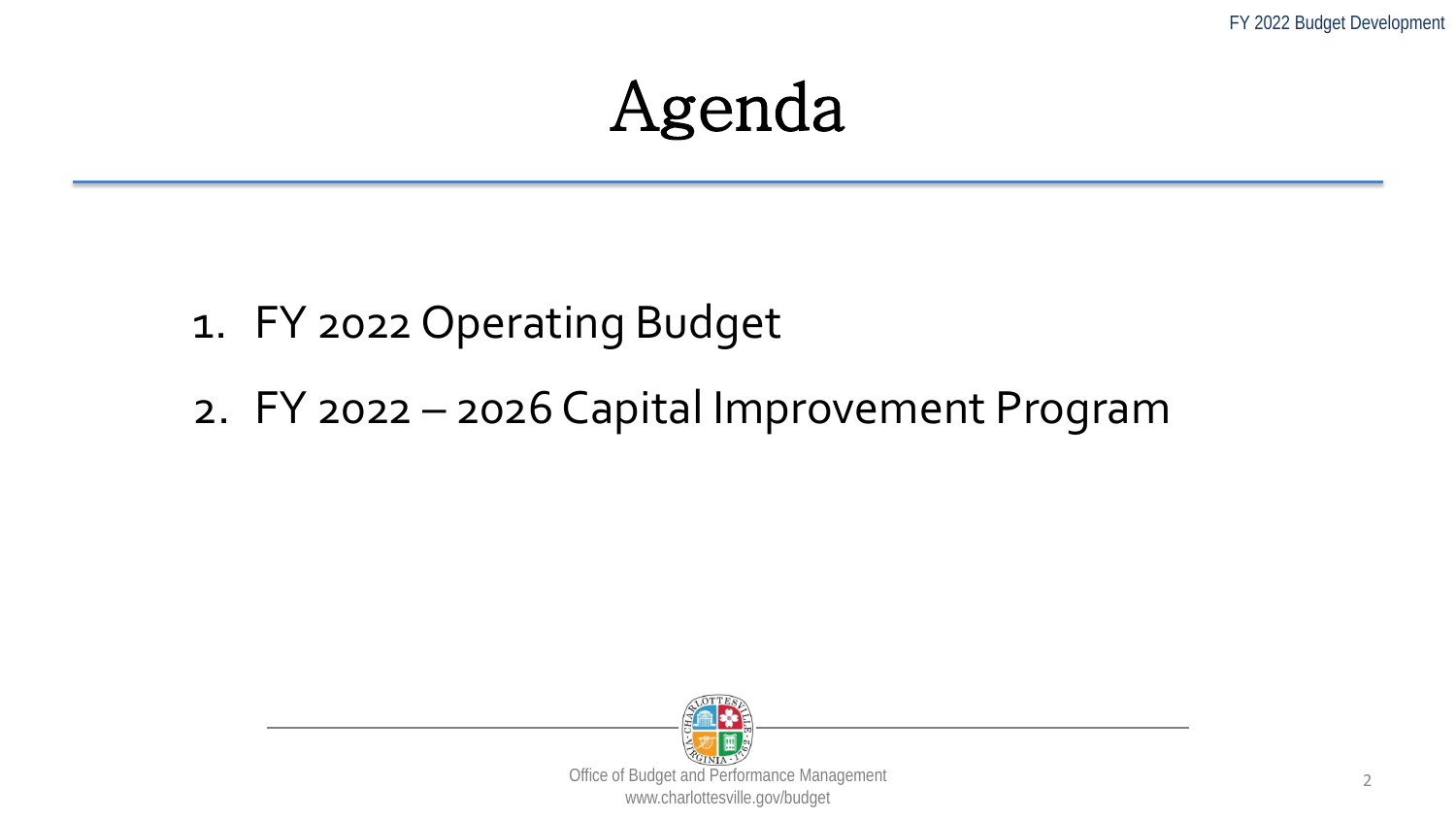# Agenda

1. FY 2022 Operating Budget
2. FY 2022 – 2026 Capital Improvement Program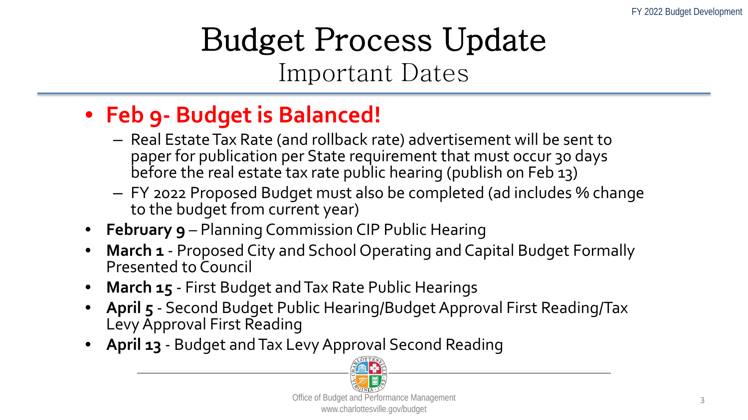# Budget Process Update

## Important Dates

- **Feb 9- Budget is Balanced!**
  - Real Estate Tax Rate (and rollback rate) advertisement will be sent to paper for publication per State requirement that must occur 30 days before the real estate tax rate public hearing (publish on Feb 13)
  - FY 2022 Proposed Budget must also be completed (ad includes % change to the budget from current year)
- **February 9** – Planning Commission CIP Public Hearing
- **March 1** - Proposed City and School Operating and Capital Budget Formally Presented to Council
- **March 15** - First Budget and Tax Rate Public Hearings
- **April 5** - Second Budget Public Hearing/Budget Approval First Reading/Tax Levy Approval First Reading
- **April 13** - Budget and Tax Levy Approval Second Reading

Office of Budget and Performance Management
www.charlottesville.gov/budget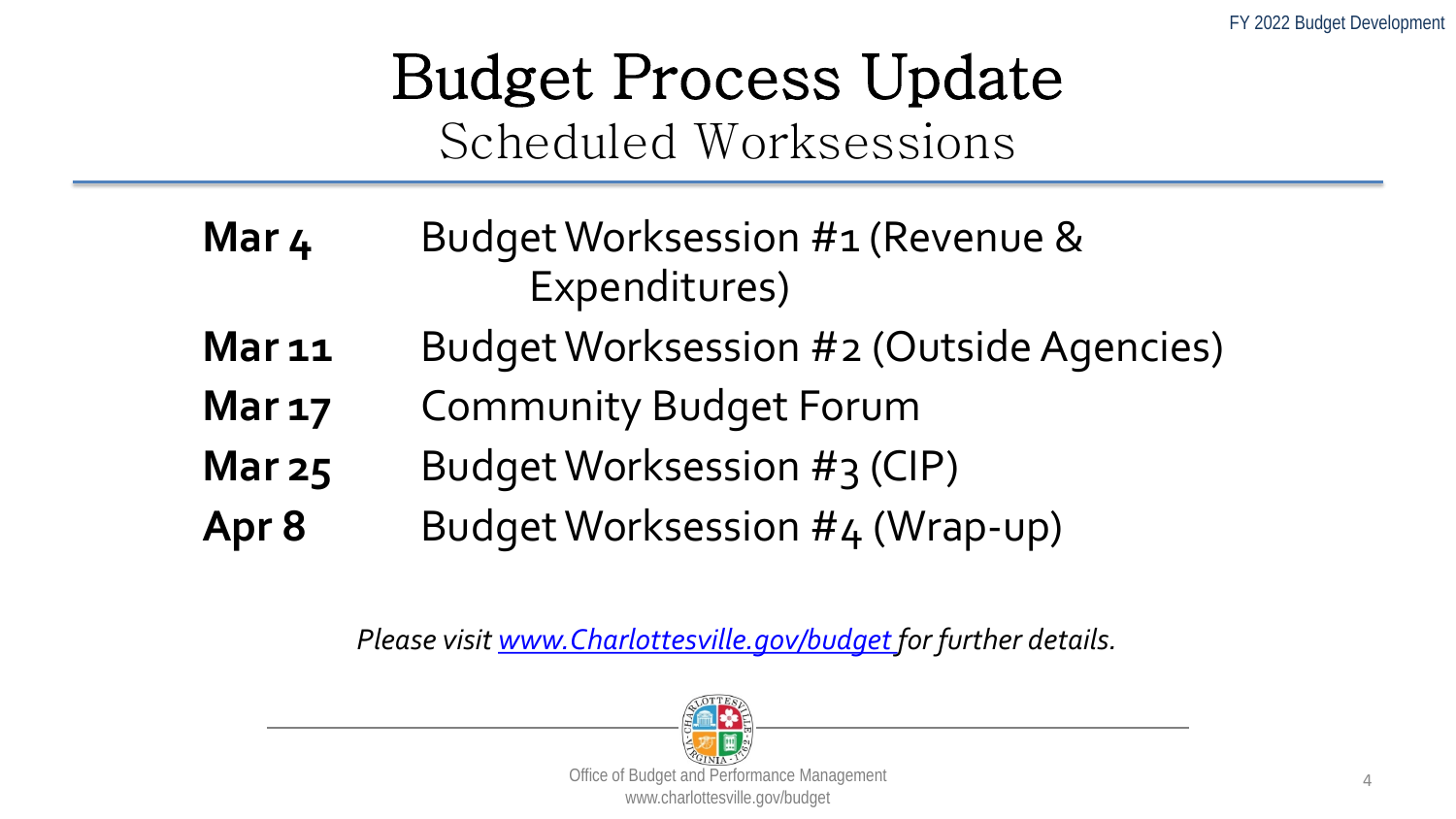# Budget Process Update

## Scheduled Worksessions

| | |
|---|---|
| **Mar 4** | Budget Worksession #1 (Revenue & Expenditures) |
| **Mar 11** | Budget Worksession #2 (Outside Agencies) |
| **Mar 17** | Community Budget Forum |
| **Mar 25** | Budget Worksession #3 (CIP) |
| **Apr 8** | Budget Worksession #4 (Wrap-up) |

*Please visit [www.Charlottesville.gov/budget](www.Charlottesville.gov/budget) for further details.*

Office of Budget and Performance Management
www.charlottesville.gov/budget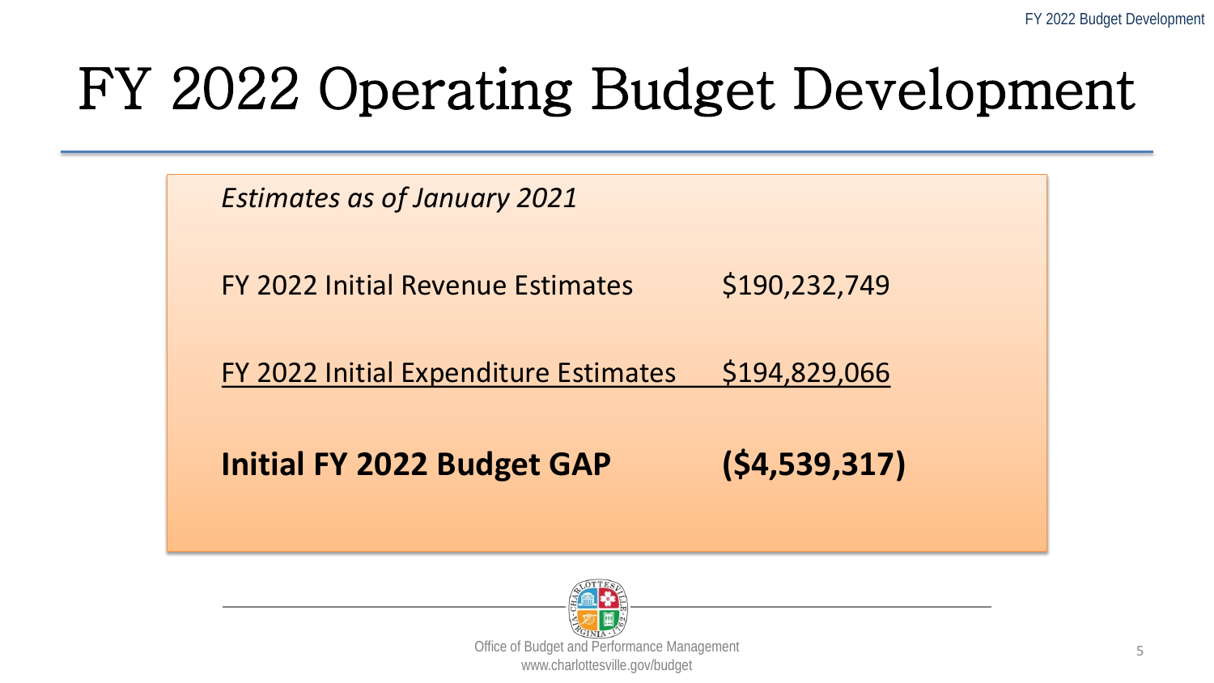# FY 2022 Operating Budget Development

*Estimates as of January 2021*

| | |
|---|---|
| FY 2022 Initial Revenue Estimates | $190,232,749 |
| FY 2022 Initial Expenditure Estimates | $194,829,066 |
| **Initial FY 2022 Budget GAP** | **($4,539,317)** |

Office of Budget and Performance Management
www.charlottesville.gov/budget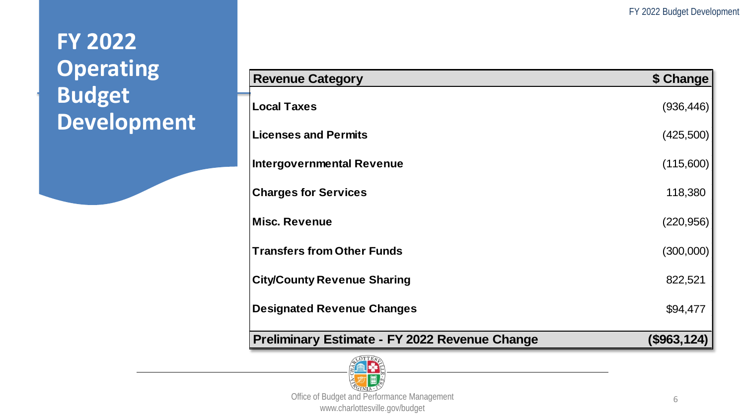# FY 2022 Operating Budget Development

| Revenue Category | $ Change |
|---|---|
| **Local Taxes** | (936,446) |
| **Licenses and Permits** | (425,500) |
| **Intergovernmental Revenue** | (115,600) |
| **Charges for Services** | 118,380 |
| **Misc. Revenue** | (220,956) |
| **Transfers from Other Funds** | (300,000) |
| **City/County Revenue Sharing** | 822,521 |
| **Designated Revenue Changes** | $94,477 |
| **Preliminary Estimate - FY 2022 Revenue Change** | **($963,124)** |

Office of Budget and Performance Management
www.charlottesville.gov/budget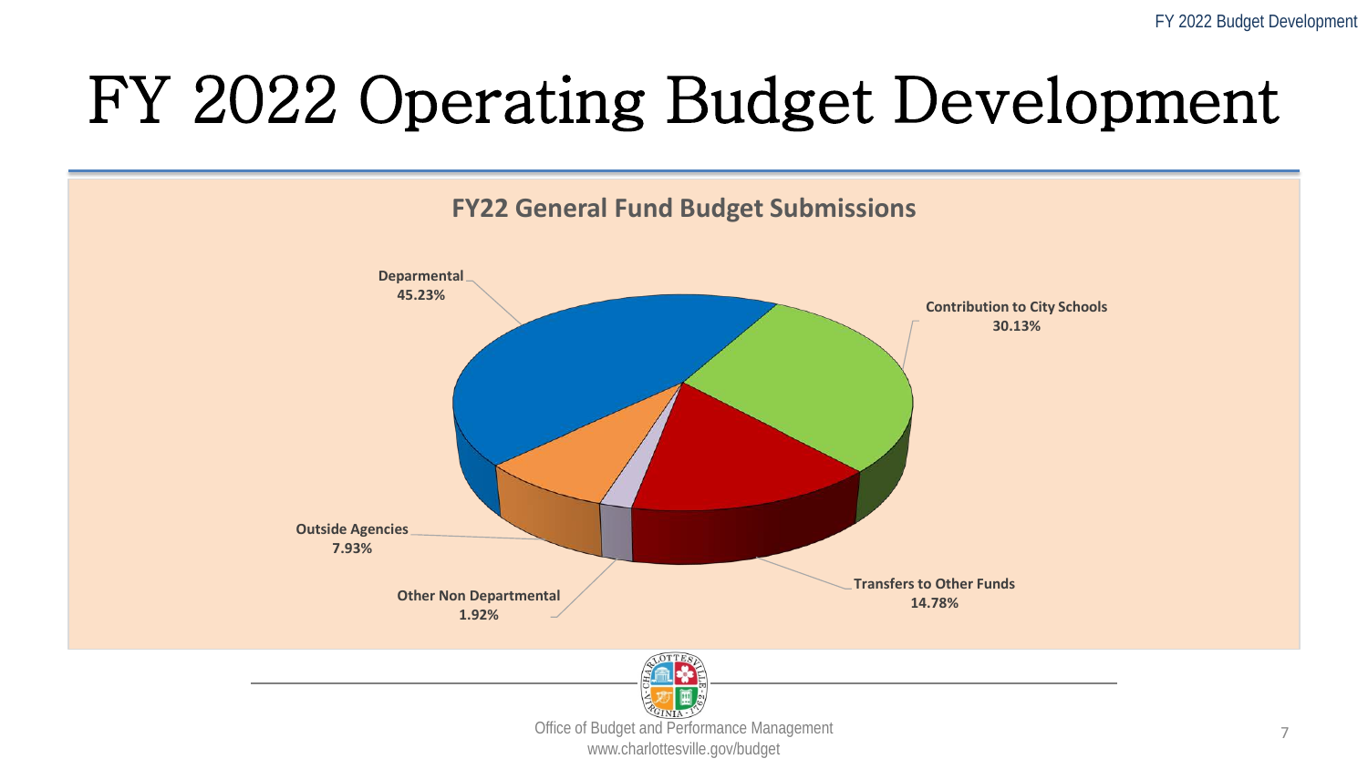# FY 2022 Operating Budget Development

**FY22 General Fund Budget Submissions**

**Deparmental**
**45.23%**

**Contribution to City Schools**
**30.13%**

**Transfers to Other Funds**
**14.78%**

**Other Non Departmental**
**1.92%**

**Outside Agencies**
**7.93%**

Office of Budget and Performance Management
www.charlottesville.gov/budget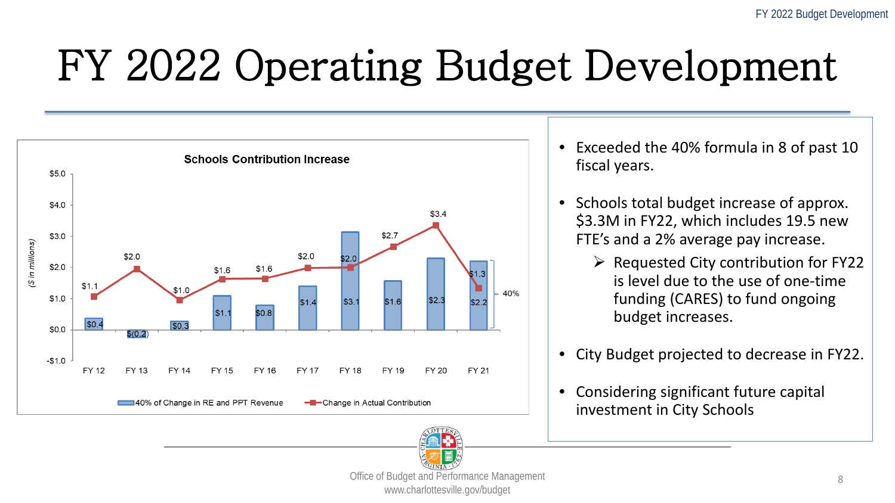# FY 2022 Operating Budget Development

**Schools Contribution Increase**

($ in millions)

| | FY 12 | FY 13 | FY 14 | FY 15 | FY 16 | FY 17 | FY 18 | FY 19 | FY 20 | FY 21 |
|---|---|---|---|---|---|---|---|---|---|---|
| 40% of Change in RE and PPT Revenue | $0.4 | $(0.2) | $0.3 | $1.1 | $0.8 | $1.4 | $3.1 | $1.6 | $2.3 | $2.2 |
| Change in Actual Contribution | $1.1 | $2.0 | $1.0 | $1.6 | $1.6 | $2.0 | $2.0 | $2.7 | $3.4 | $1.3 |

40%

- Exceeded the 40% formula in 8 of past 10 fiscal years.
- Schools total budget increase of approx. $3.3M in FY22, which includes 19.5 new FTE's and a 2% average pay increase.
  - Requested City contribution for FY22 is level due to the use of one-time funding (CARES) to fund ongoing budget increases.
- City Budget projected to decrease in FY22.
- Considering significant future capital investment in City Schools

Office of Budget and Performance Management
www.charlottesville.gov/budget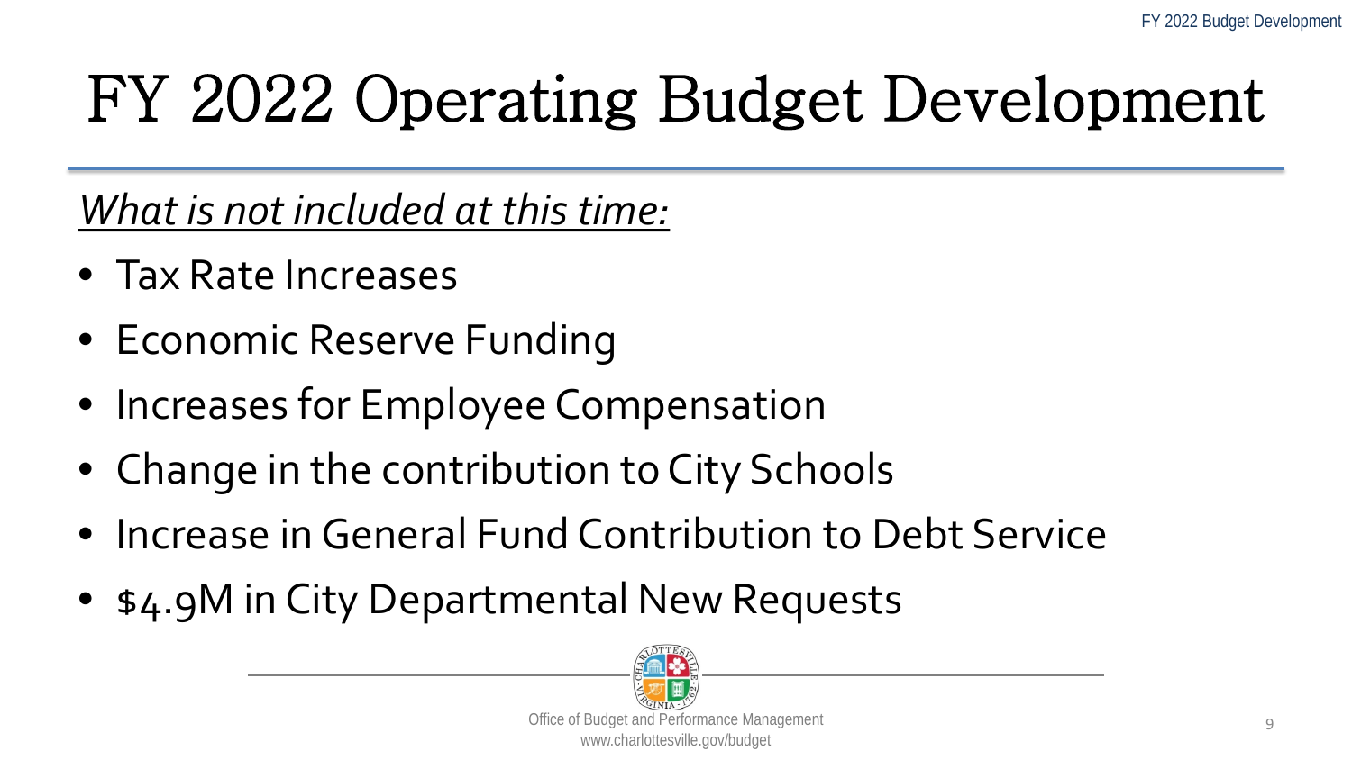# FY 2022 Operating Budget Development

*What is not included at this time:*

- Tax Rate Increases
- Economic Reserve Funding
- Increases for Employee Compensation
- Change in the contribution to City Schools
- Increase in General Fund Contribution to Debt Service
- $4.9M in City Departmental New Requests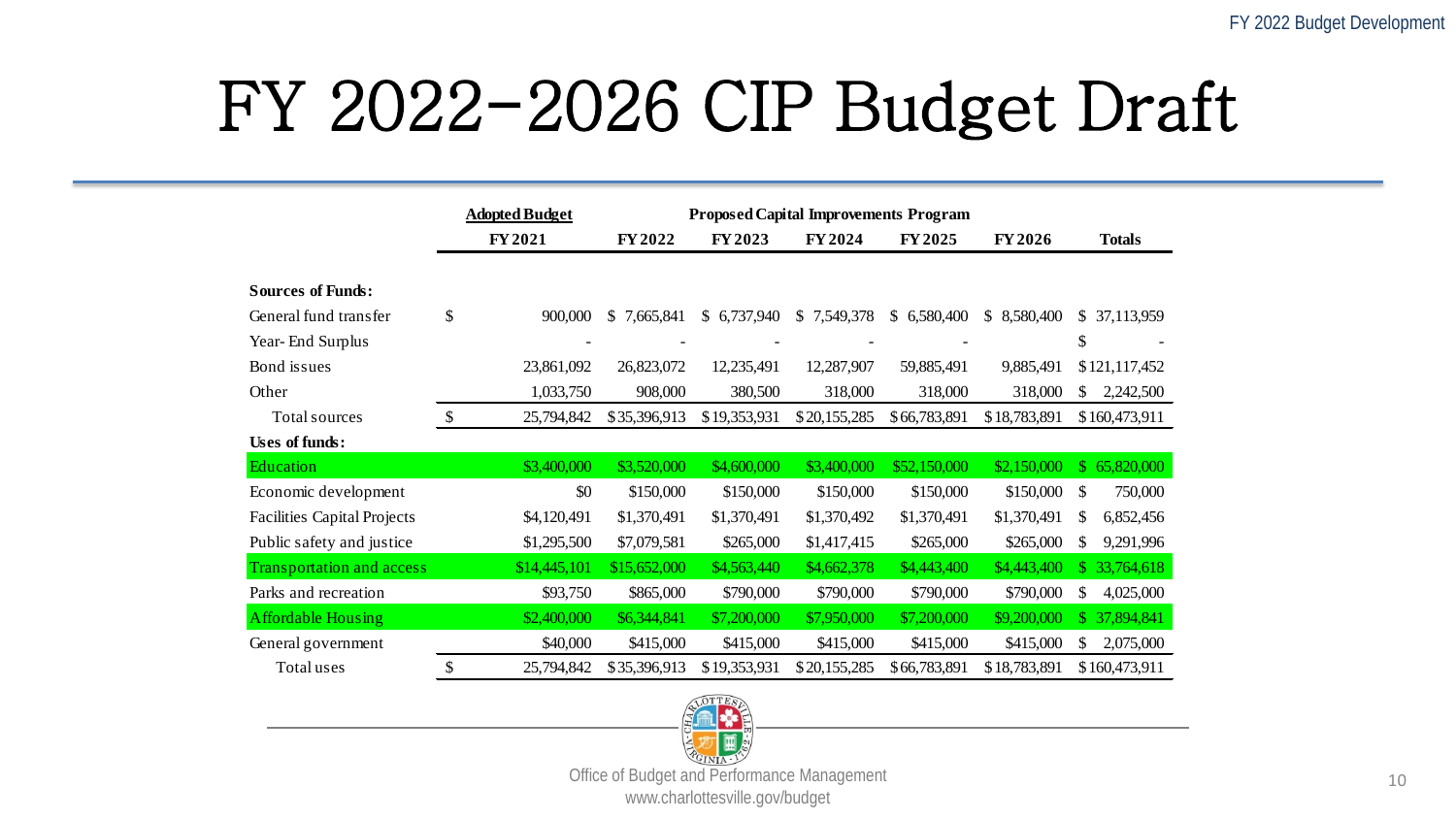# FY 2022-2026 CIP Budget Draft

| | Adopted Budget | Proposed Capital Improvements Program | | | | | |
|---|---|---|---|---|---|---|---|
| | FY 2021 | FY 2022 | FY 2023 | FY 2024 | FY 2025 | FY 2026 | Totals |
| **Sources of Funds:** | | | | | | | |
| General fund transfer | $ 900,000 | $ 7,665,841 | $ 6,737,940 | $ 7,549,378 | $ 6,580,400 | $ 8,580,400 | $ 37,113,959 |
| Year-End Surplus | - | - | - | - | - | | $ - |
| Bond issues | 23,861,092 | 26,823,072 | 12,235,491 | 12,287,907 | 59,885,491 | 9,885,491 | $121,117,452 |
| Other | 1,033,750 | 908,000 | 380,500 | 318,000 | 318,000 | 318,000 | $ 2,242,500 |
| Total sources | $ 25,794,842 | $35,396,913 | $19,353,931 | $20,155,285 | $66,783,891 | $18,783,891 | $160,473,911 |
| **Uses of funds:** | | | | | | | |
| Education | $3,400,000 | $3,520,000 | $4,600,000 | $3,400,000 | $52,150,000 | $2,150,000 | $ 65,820,000 |
| Economic development | $0 | $150,000 | $150,000 | $150,000 | $150,000 | $150,000 | $ 750,000 |
| Facilities Capital Projects | $4,120,491 | $1,370,491 | $1,370,491 | $1,370,492 | $1,370,491 | $1,370,491 | $ 6,852,456 |
| Public safety and justice | $1,295,500 | $7,079,581 | $265,000 | $1,417,415 | $265,000 | $265,000 | $ 9,291,996 |
| Transportation and access | $14,445,101 | $15,652,000 | $4,563,440 | $4,662,378 | $4,443,400 | $4,443,400 | $ 33,764,618 |
| Parks and recreation | $93,750 | $865,000 | $790,000 | $790,000 | $790,000 | $790,000 | $ 4,025,000 |
| Affordable Housing | $2,400,000 | $6,344,841 | $7,200,000 | $7,950,000 | $7,200,000 | $9,200,000 | $ 37,894,841 |
| General government | $40,000 | $415,000 | $415,000 | $415,000 | $415,000 | $415,000 | $ 2,075,000 |
| Total uses | $ 25,794,842 | $35,396,913 | $19,353,931 | $20,155,285 | $66,783,891 | $18,783,891 | $160,473,911 |

Office of Budget and Performance Management
www.charlottesville.gov/budget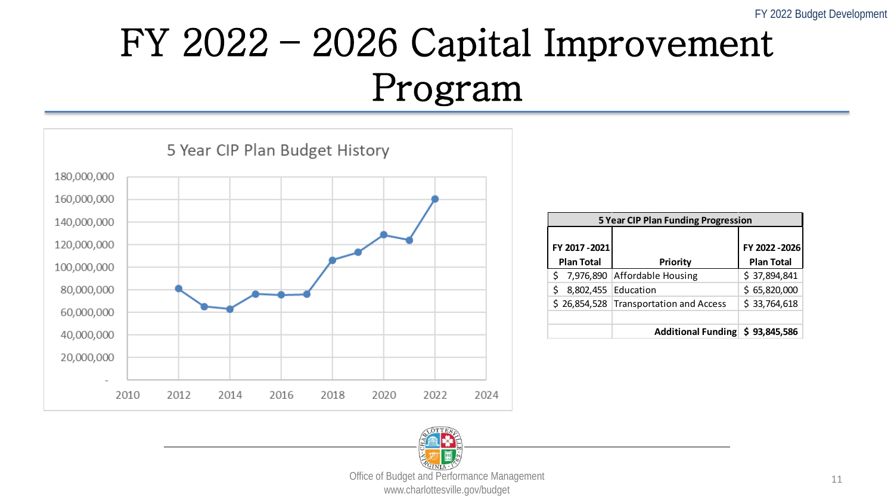# FY 2022 – 2026 Capital Improvement Program

5 Year CIP Plan Budget History

| 5 Year CIP Plan Funding Progression | | |
|---|---|---|
| FY 2017 - 2021 Plan Total | Priority | FY 2022 - 2026 Plan Total |
| $ 7,976,890 | Affordable Housing | $ 37,894,841 |
| $ 8,802,455 | Education | $ 65,820,000 |
| $ 26,854,528 | Transportation and Access | $ 33,764,618 |
| | | |
| | **Additional Funding** | **$ 93,845,586** |

Office of Budget and Performance Management
www.charlottesville.gov/budget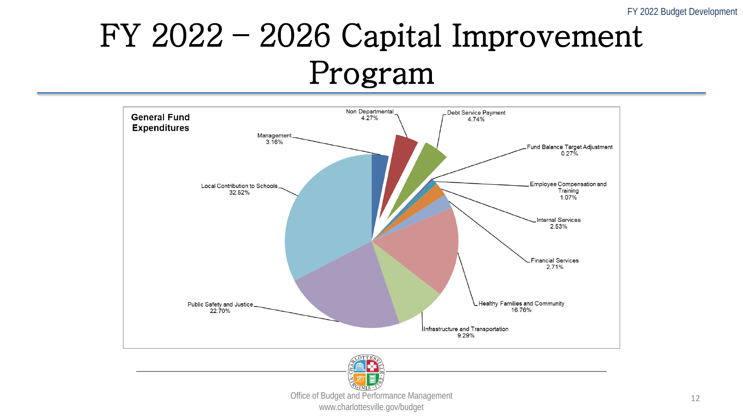# FY 2022 – 2026 Capital Improvement Program

**General Fund Expenditures**

- Non Departmental 4.27%
- Debt Service Payment 4.74%
- Management 3.16%
- Fund Balance Target Adjustment 0.27%
- Employee Compensation and Training 1.07%
- Local Contribution to Schools 32.52%
- Internal Services 2.53%
- Financial Services 2.71%
- Healthy Families and Community 16.76%
- Public Safety and Justice 22.70%
- Infrastructure and Transportation 9.29%

Office of Budget and Performance Management
www.charlottesville.gov/budget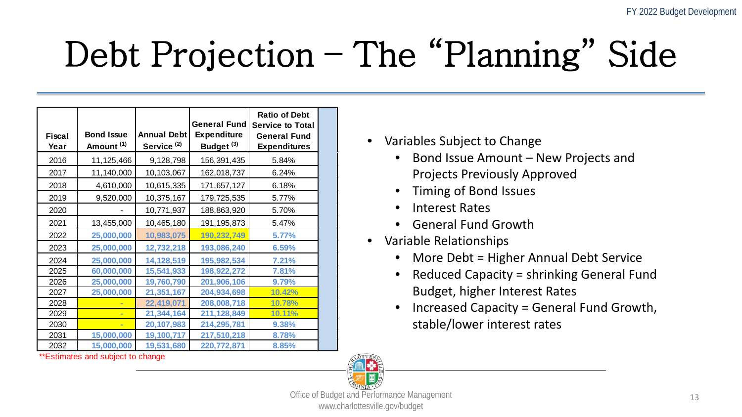# Debt Projection – The "Planning" Side

| Fiscal Year | Bond Issue Amount [1] | Annual Debt Service [2] | General Fund Expenditure Budget [3] | Ratio of Debt Service to Total General Fund Expenditures |
|---|---|---|---|---|
| 2016 | 11,125,466 | 9,128,798 | 156,391,435 | 5.84% |
| 2017 | 11,140,000 | 10,103,067 | 162,018,737 | 6.24% |
| 2018 | 4,610,000 | 10,615,335 | 171,657,127 | 6.18% |
| 2019 | 9,520,000 | 10,375,167 | 179,725,535 | 5.77% |
| 2020 | - | 10,771,937 | 188,863,920 | 5.70% |
| 2021 | 13,455,000 | 10,465,180 | 191,195,873 | 5.47% |
| 2022 | 25,000,000 | 10,983,075 | 190,232,749 | 5.77% |
| 2023 | 25,000,000 | 12,732,218 | 193,086,240 | 6.59% |
| 2024 | 25,000,000 | 14,128,519 | 195,982,534 | 7.21% |
| 2025 | 60,000,000 | 15,541,933 | 198,922,272 | 7.81% |
| 2026 | 25,000,000 | 19,760,790 | 201,906,106 | 9.79% |
| 2027 | 25,000,000 | 21,351,167 | 204,934,698 | 10.42% |
| 2028 | - | 22,419,071 | 208,008,718 | 10.78% |
| 2029 | - | 21,344,164 | 211,128,849 | 10.11% |
| 2030 | - | 20,107,983 | 214,295,781 | 9.38% |
| 2031 | 15,000,000 | 19,100,717 | 217,510,218 | 8.78% |
| 2032 | 15,000,000 | 19,531,680 | 220,772,871 | 8.85% |

**Estimates and subject to change

- Variables Subject to Change
  - Bond Issue Amount – New Projects and Projects Previously Approved
  - Timing of Bond Issues
  - Interest Rates
  - General Fund Growth
- Variable Relationships
  - More Debt = Higher Annual Debt Service
  - Reduced Capacity = shrinking General Fund Budget, higher Interest Rates
  - Increased Capacity = General Fund Growth, stable/lower interest rates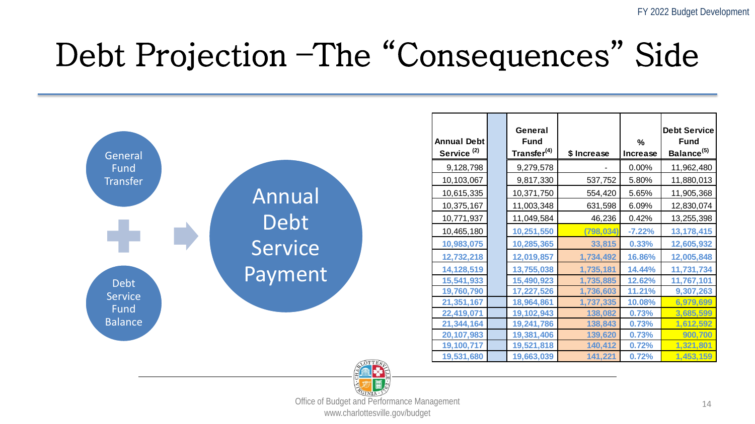# Debt Projection –The "Consequences" Side

General Fund Transfer + Debt Service Fund Balance → Annual Debt Service Payment

| Annual Debt Service [2] | | General Fund Transfer[4] | $ Increase | % Increase | Debt Service Fund Balance[5] |
|---|---|---|---|---|---|
| 9,128,798 | | 9,279,578 | - | 0.00% | 11,962,480 |
| 10,103,067 | | 9,817,330 | 537,752 | 5.80% | 11,880,013 |
| 10,615,335 | | 10,371,750 | 554,420 | 5.65% | 11,905,368 |
| 10,375,167 | | 11,003,348 | 631,598 | 6.09% | 12,830,074 |
| 10,771,937 | | 11,049,584 | 46,236 | 0.42% | 13,255,398 |
| 10,465,180 | | 10,251,550 | (798,034) | -7.22% | 13,178,415 |
| 10,983,075 | | 10,285,365 | 33,815 | 0.33% | 12,605,932 |
| 12,732,218 | | 12,019,857 | 1,734,492 | 16.86% | 12,005,848 |
| 14,128,519 | | 13,755,038 | 1,735,181 | 14.44% | 11,731,734 |
| 15,541,933 | | 15,490,923 | 1,735,885 | 12.62% | 11,767,101 |
| 19,760,790 | | 17,227,526 | 1,736,603 | 11.21% | 9,307,263 |
| 21,351,167 | | 18,964,861 | 1,737,335 | 10.08% | 6,979,699 |
| 22,419,071 | | 19,102,943 | 138,082 | 0.73% | 3,685,599 |
| 21,344,164 | | 19,241,786 | 138,843 | 0.73% | 1,612,592 |
| 20,107,983 | | 19,381,406 | 139,620 | 0.73% | 900,700 |
| 19,100,717 | | 19,521,818 | 140,412 | 0.72% | 1,321,801 |
| 19,531,680 | | 19,663,039 | 141,221 | 0.72% | 1,453,159 |

Office of Budget and Performance Management
www.charlottesville.gov/budget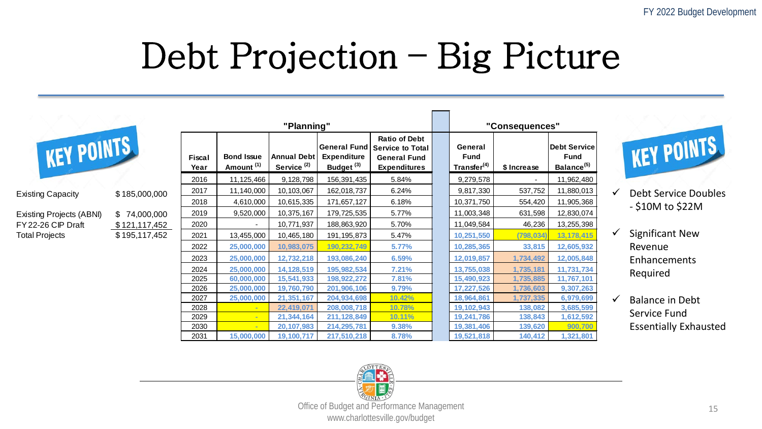# Debt Projection – Big Picture

**KEY POINTS**

| | |
|---|---|
| Existing Capacity | $ 185,000,000 |
| Existing Projects (ABNI) | $ 74,000,000 |
| FY 22-26 CIP Draft | $ 121,117,452 |
| Total Projects | $ 195,117,452 |

| "Planning" | | | | | "Consequences" | | |
|---|---|---|---|---|---|---|---|
| Fiscal Year | Bond Issue Amount [1] | Annual Debt Service [2] | General Fund Expenditure Budget [3] | Ratio of Debt Service to Total General Fund Expenditures | General Fund Transfer[4] | $ Increase | Debt Service Fund Balance[5] |
| 2016 | 11,125,466 | 9,128,798 | 156,391,435 | 5.84% | 9,279,578 | - | 11,962,480 |
| 2017 | 11,140,000 | 10,103,067 | 162,018,737 | 6.24% | 9,817,330 | 537,752 | 11,880,013 |
| 2018 | 4,610,000 | 10,615,335 | 171,657,127 | 6.18% | 10,371,750 | 554,420 | 11,905,368 |
| 2019 | 9,520,000 | 10,375,167 | 179,725,535 | 5.77% | 11,003,348 | 631,598 | 12,830,074 |
| 2020 | - | 10,771,937 | 188,863,920 | 5.70% | 11,049,584 | 46,236 | 13,255,398 |
| 2021 | 13,455,000 | 10,465,180 | 191,195,873 | 5.47% | 10,251,550 | (798,034) | 13,178,415 |
| 2022 | 25,000,000 | 10,983,075 | 190,232,749 | 5.77% | 10,285,365 | 33,815 | 12,605,932 |
| 2023 | 25,000,000 | 12,732,218 | 193,086,240 | 6.59% | 12,019,857 | 1,734,492 | 12,005,848 |
| 2024 | 25,000,000 | 14,128,519 | 195,982,534 | 7.21% | 13,755,038 | 1,735,181 | 11,731,734 |
| 2025 | 60,000,000 | 15,541,933 | 198,922,272 | 7.81% | 15,490,923 | 1,735,885 | 11,767,101 |
| 2026 | 25,000,000 | 19,760,790 | 201,906,106 | 9.79% | 17,227,526 | 1,736,603 | 9,307,263 |
| 2027 | 25,000,000 | 21,351,167 | 204,934,698 | 10.42% | 18,964,861 | 1,737,335 | 6,979,699 |
| 2028 | - | 22,419,071 | 208,008,718 | 10.78% | 19,102,943 | 138,082 | 3,685,599 |
| 2029 | - | 21,344,164 | 211,128,849 | 10.11% | 19,241,786 | 138,843 | 1,612,592 |
| 2030 | - | 20,107,983 | 214,295,781 | 9.38% | 19,381,406 | 139,620 | 900,700 |
| 2031 | 15,000,000 | 19,100,717 | 217,510,218 | 8.78% | 19,521,818 | 140,412 | 1,321,801 |

**KEY POINTS**

- ✓ Debt Service Doubles - $10M to $22M
- ✓ Significant New Revenue Enhancements Required
- ✓ Balance in Debt Service Fund Essentially Exhausted

Office of Budget and Performance Management
www.charlottesville.gov/budget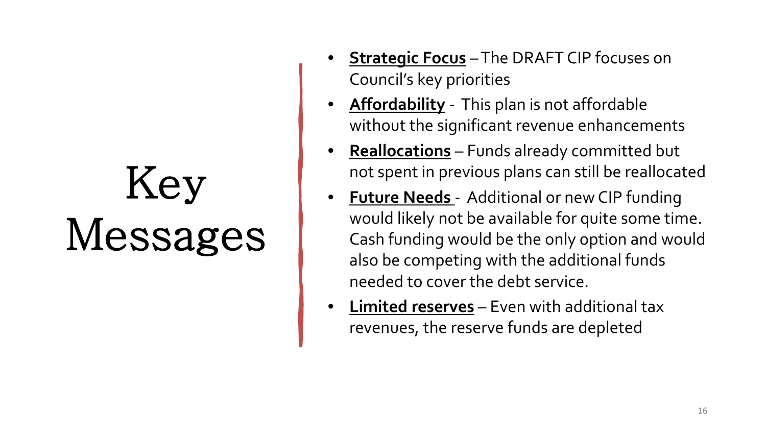# Key Messages

- **Strategic Focus** – The DRAFT CIP focuses on Council's key priorities
- **Affordability** - This plan is not affordable without the significant revenue enhancements
- **Reallocations** – Funds already committed but not spent in previous plans can still be reallocated
- **Future Needs** - Additional or new CIP funding would likely not be available for quite some time. Cash funding would be the only option and would also be competing with the additional funds needed to cover the debt service.
- **Limited reserves** – Even with additional tax revenues, the reserve funds are depleted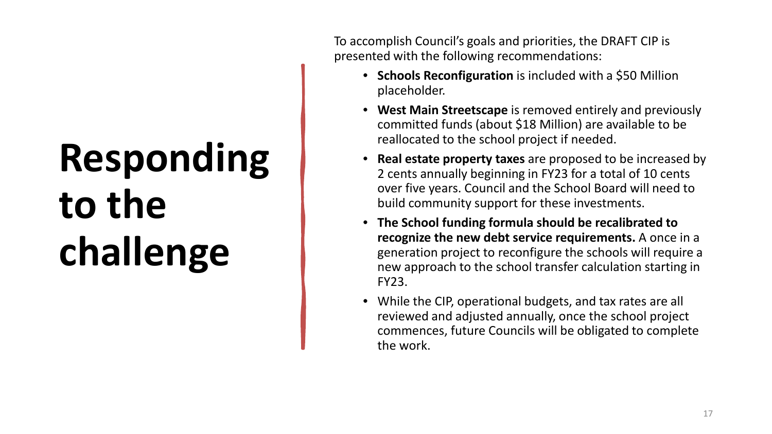# Responding to the challenge

To accomplish Council's goals and priorities, the DRAFT CIP is presented with the following recommendations:

- **Schools Reconfiguration** is included with a $50 Million placeholder.
- **West Main Streetscape** is removed entirely and previously committed funds (about $18 Million) are available to be reallocated to the school project if needed.
- **Real estate property taxes** are proposed to be increased by 2 cents annually beginning in FY23 for a total of 10 cents over five years. Council and the School Board will need to build community support for these investments.
- **The School funding formula should be recalibrated to recognize the new debt service requirements.** A once in a generation project to reconfigure the schools will require a new approach to the school transfer calculation starting in FY23.
- While the CIP, operational budgets, and tax rates are all reviewed and adjusted annually, once the school project commences, future Councils will be obligated to complete the work.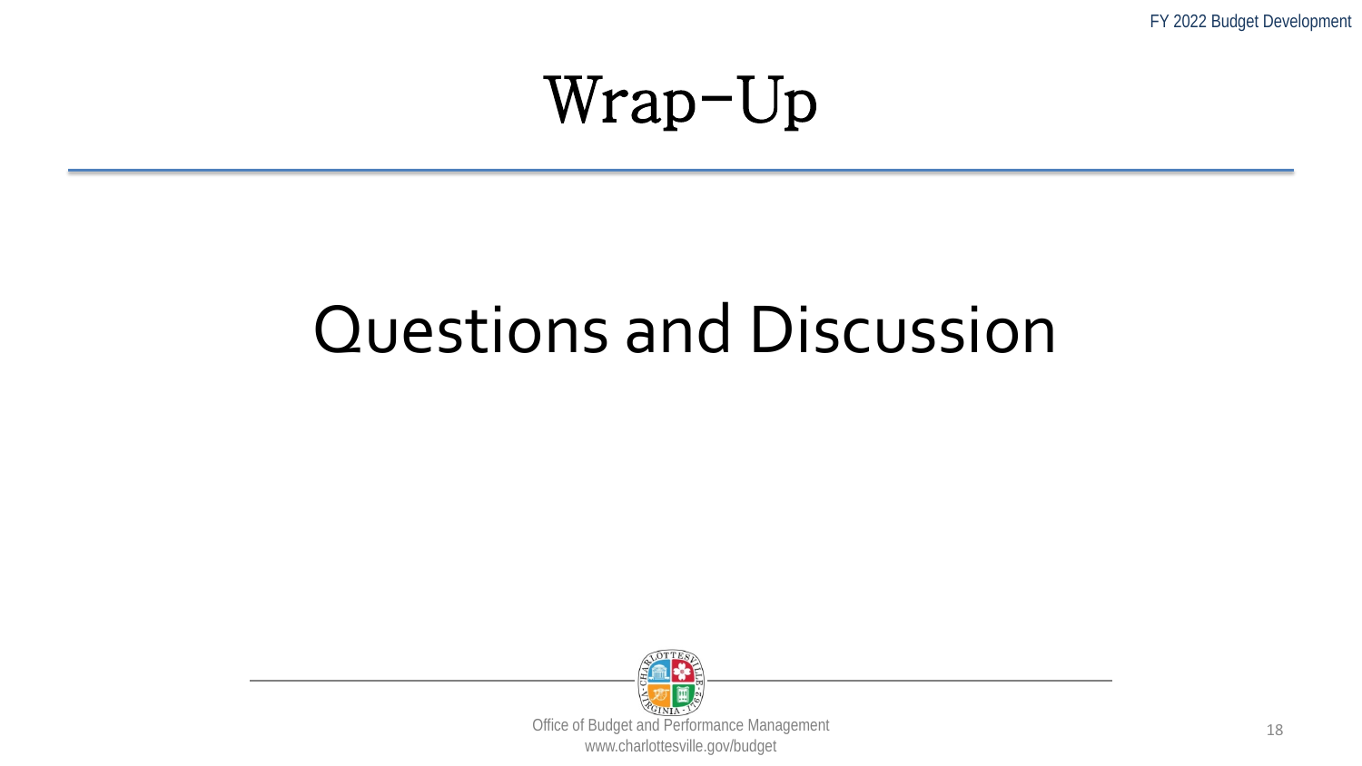# Wrap-Up

## Questions and Discussion

Office of Budget and Performance Management
www.charlottesville.gov/budget